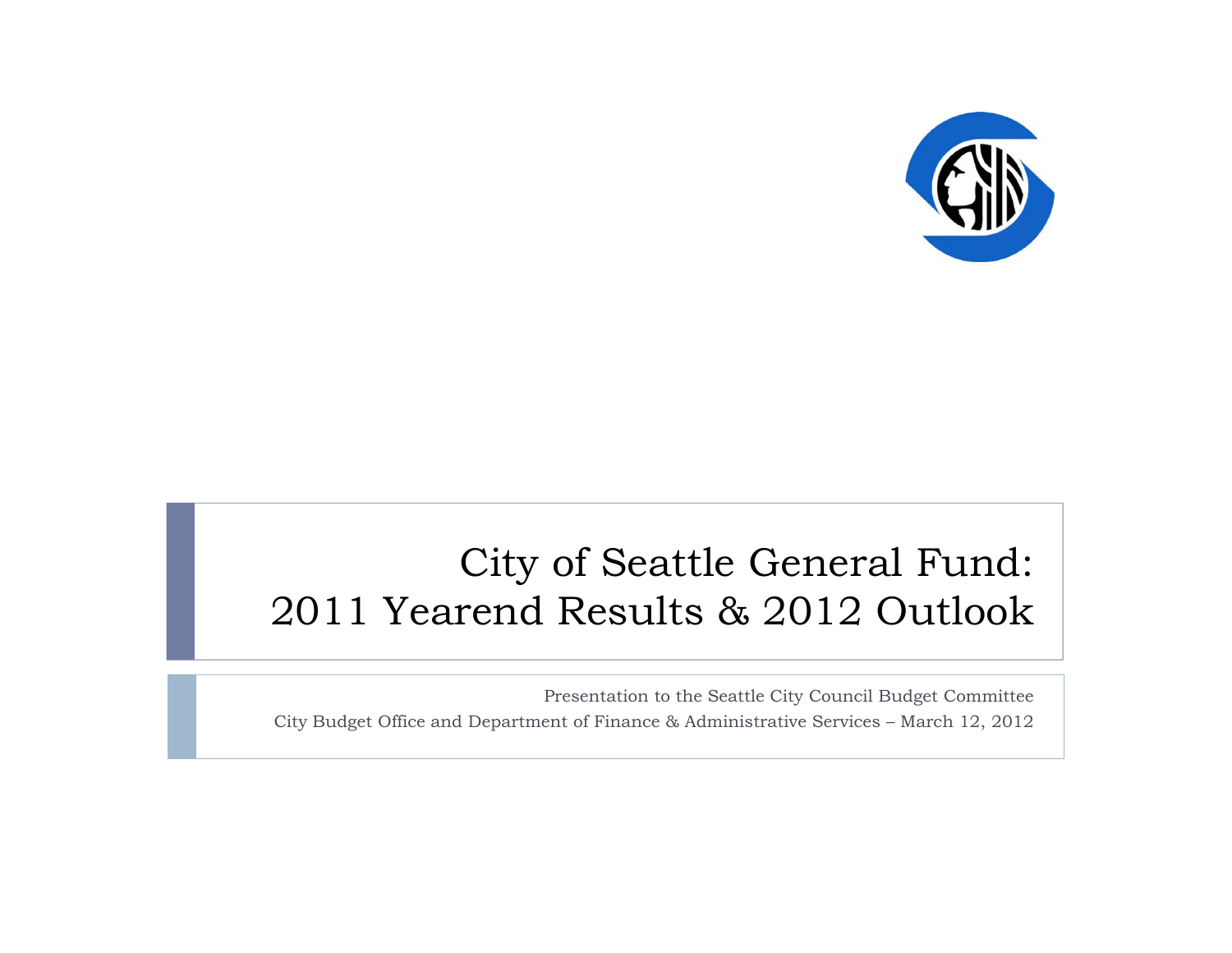# City of Seattle General Fund: 2011 Yearend Results & 2012 Outlook

Presentation to the Seattle City Council Budget Committee

City Budget Office and Department of Finance & Administrative Services – March 12, 2012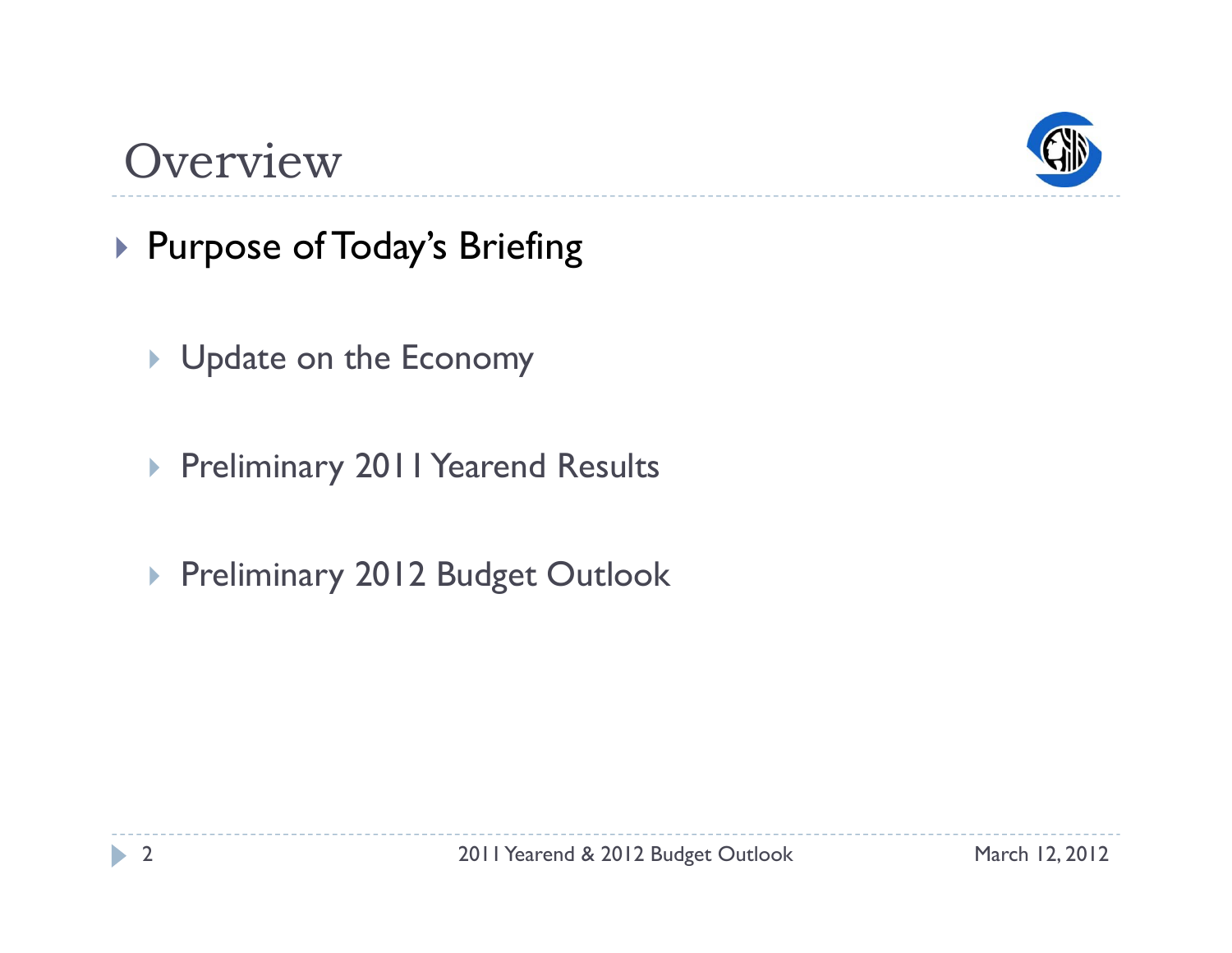# Overview

- Purpose of Today's Briefing
  - Update on the Economy
  - Preliminary 2011 Yearend Results
  - Preliminary 2012 Budget Outlook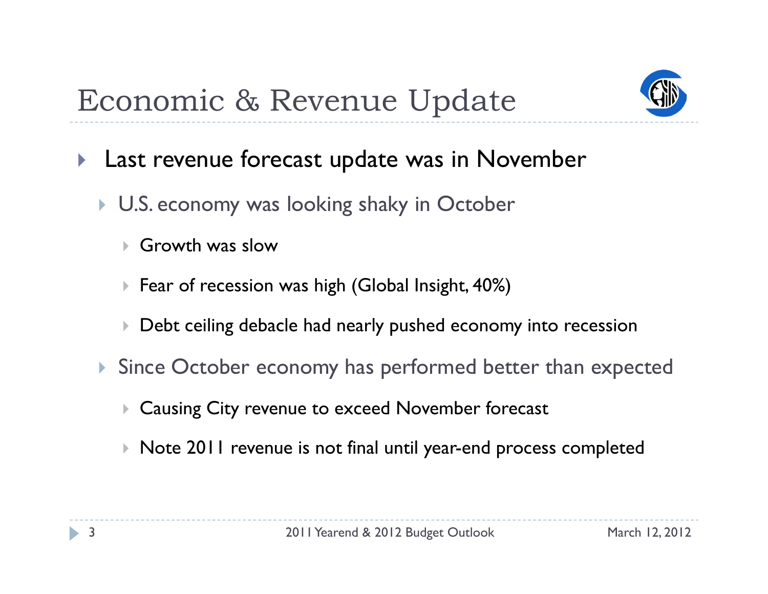# Economic & Revenue Update

- Last revenue forecast update was in November
  - U.S. economy was looking shaky in October
    - Growth was slow
    - Fear of recession was high (Global Insight, 40%)
    - Debt ceiling debacle had nearly pushed economy into recession
  - Since October economy has performed better than expected
    - Causing City revenue to exceed November forecast
    - Note 2011 revenue is not final until year-end process completed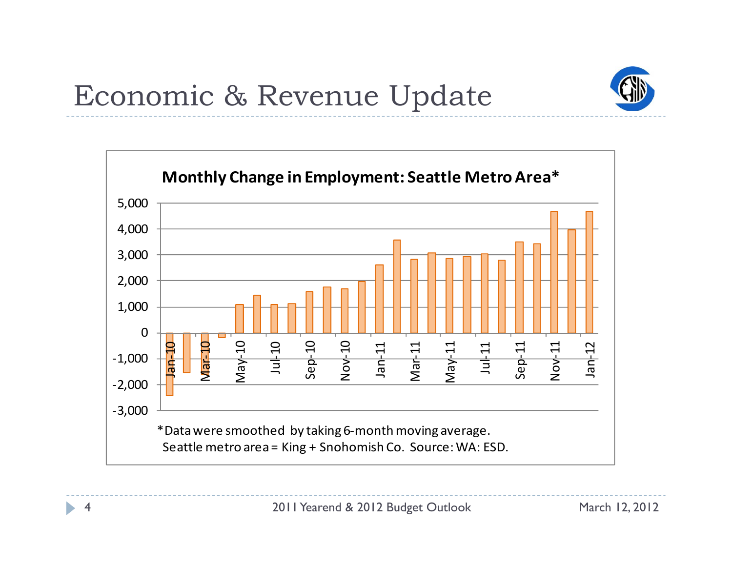# Economic & Revenue Update

**Monthly Change in Employment: Seattle Metro Area***

*Data were smoothed by taking 6-month moving average.
Seattle metro area = King + Snohomish Co. Source: WA: ESD.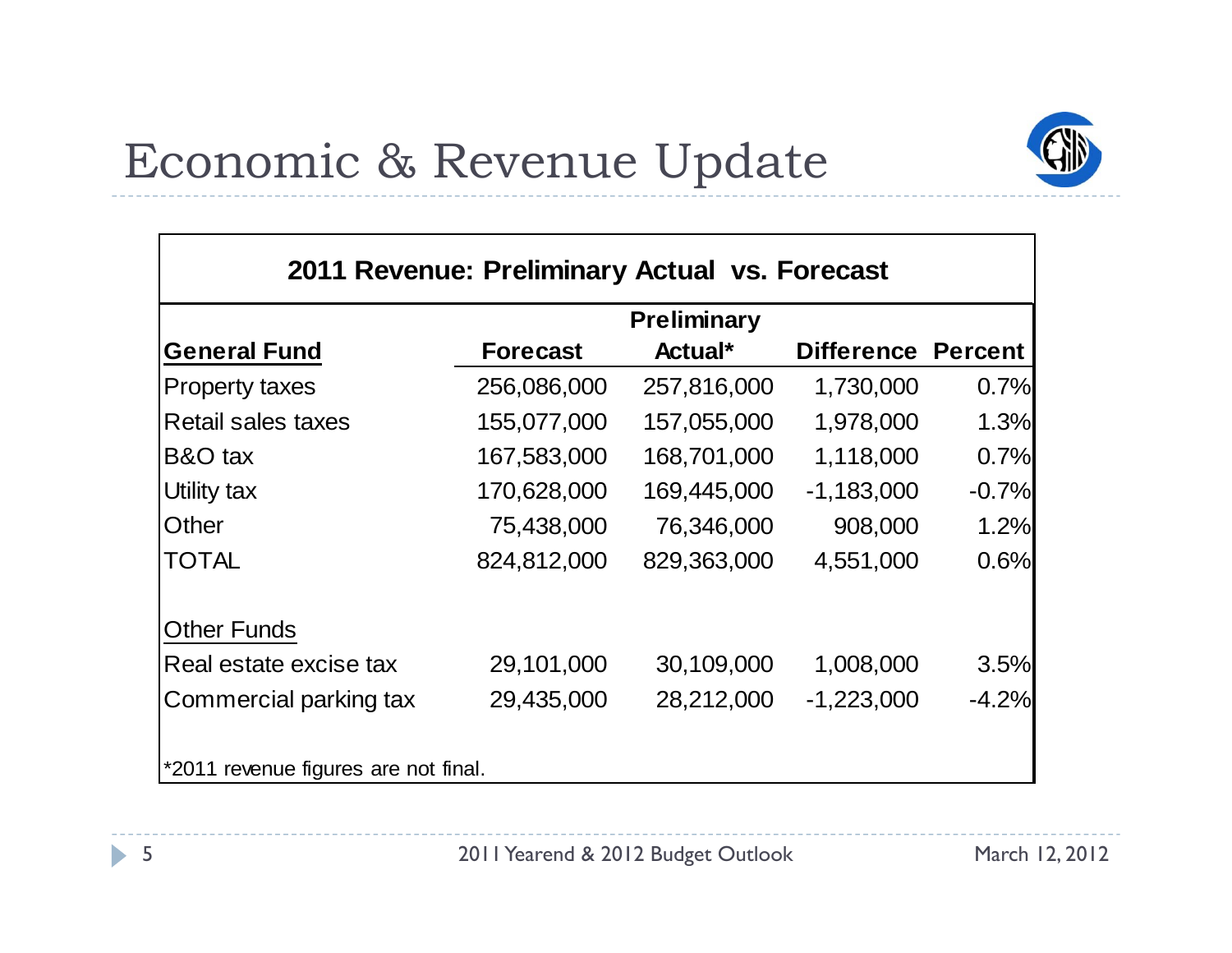# Economic & Revenue Update

**2011 Revenue: Preliminary Actual vs. Forecast**

| General Fund | Forecast | Preliminary Actual* | Difference | Percent |
|---|---|---|---|---|
| Property taxes | 256,086,000 | 257,816,000 | 1,730,000 | 0.7% |
| Retail sales taxes | 155,077,000 | 157,055,000 | 1,978,000 | 1.3% |
| B&O tax | 167,583,000 | 168,701,000 | 1,118,000 | 0.7% |
| Utility tax | 170,628,000 | 169,445,000 | -1,183,000 | -0.7% |
| Other | 75,438,000 | 76,346,000 | 908,000 | 1.2% |
| TOTAL | 824,812,000 | 829,363,000 | 4,551,000 | 0.6% |
| | | | | |
| Other Funds | | | | |
| Real estate excise tax | 29,101,000 | 30,109,000 | 1,008,000 | 3.5% |
| Commercial parking tax | 29,435,000 | 28,212,000 | -1,223,000 | -4.2% |

*2011 revenue figures are not final.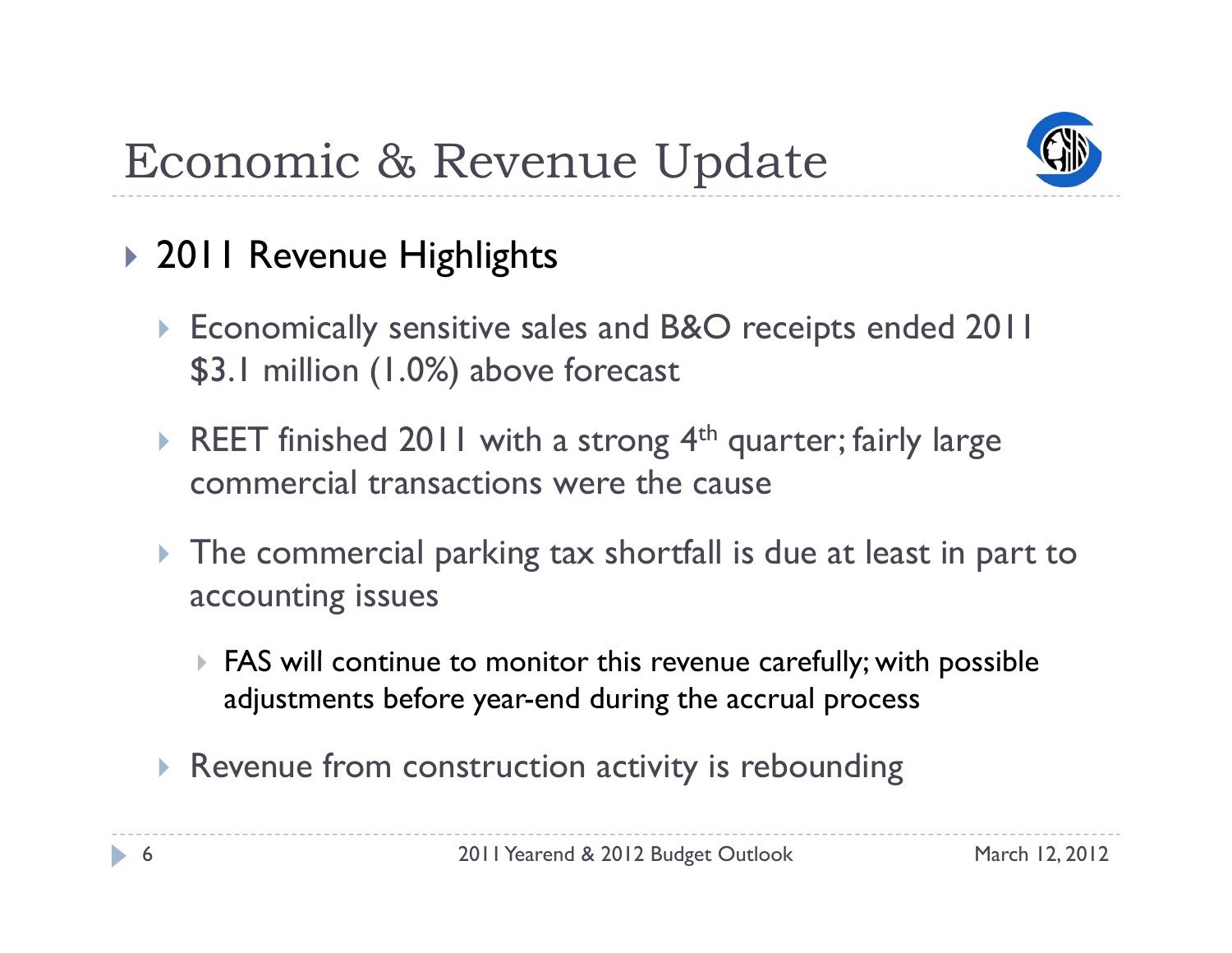# Economic & Revenue Update

- 2011 Revenue Highlights
  - Economically sensitive sales and B&O receipts ended 2011 $3.1 million (1.0%) above forecast
  - REET finished 2011 with a strong 4th quarter; fairly large commercial transactions were the cause
  - The commercial parking tax shortfall is due at least in part to accounting issues
    - FAS will continue to monitor this revenue carefully; with possible adjustments before year-end during the accrual process
  - Revenue from construction activity is rebounding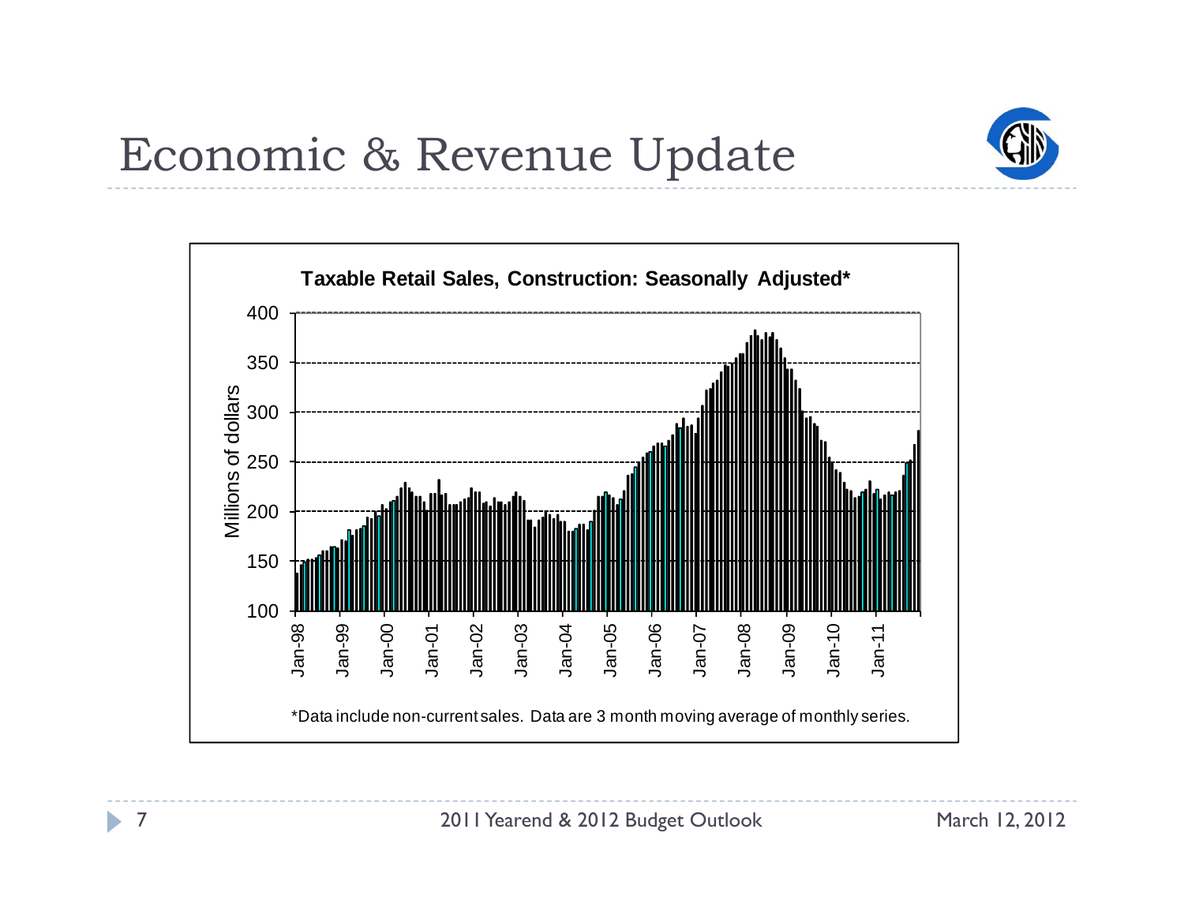# Economic & Revenue Update

**Taxable Retail Sales, Construction: Seasonally Adjusted***

*Data include non-current sales. Data are 3 month moving average of monthly series.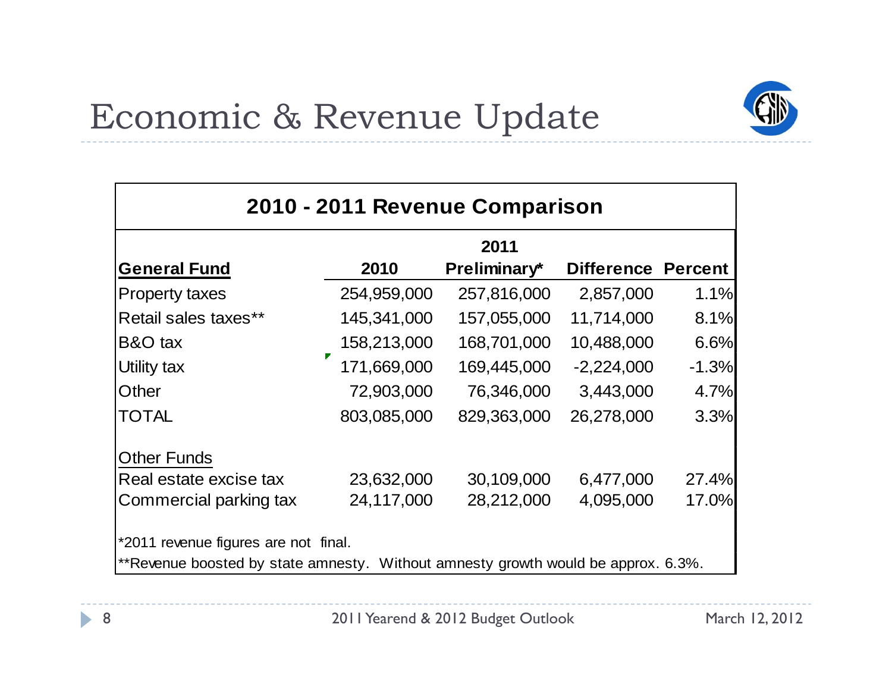# Economic & Revenue Update

## 2010 - 2011 Revenue Comparison

| General Fund | 2010 | 2011 Preliminary* | Difference | Percent |
|---|---|---|---|---|
| Property taxes | 254,959,000 | 257,816,000 | 2,857,000 | 1.1% |
| Retail sales taxes** | 145,341,000 | 157,055,000 | 11,714,000 | 8.1% |
| B&O tax | 158,213,000 | 168,701,000 | 10,488,000 | 6.6% |
| Utility tax | 171,669,000 | 169,445,000 | -2,224,000 | -1.3% |
| Other | 72,903,000 | 76,346,000 | 3,443,000 | 4.7% |
| TOTAL | 803,085,000 | 829,363,000 | 26,278,000 | 3.3% |
| | | | | |
| Other Funds | | | | |
| Real estate excise tax | 23,632,000 | 30,109,000 | 6,477,000 | 27.4% |
| Commercial parking tax | 24,117,000 | 28,212,000 | 4,095,000 | 17.0% |

*2011 revenue figures are not final.

**Revenue boosted by state amnesty. Without amnesty growth would be approx. 6.3%.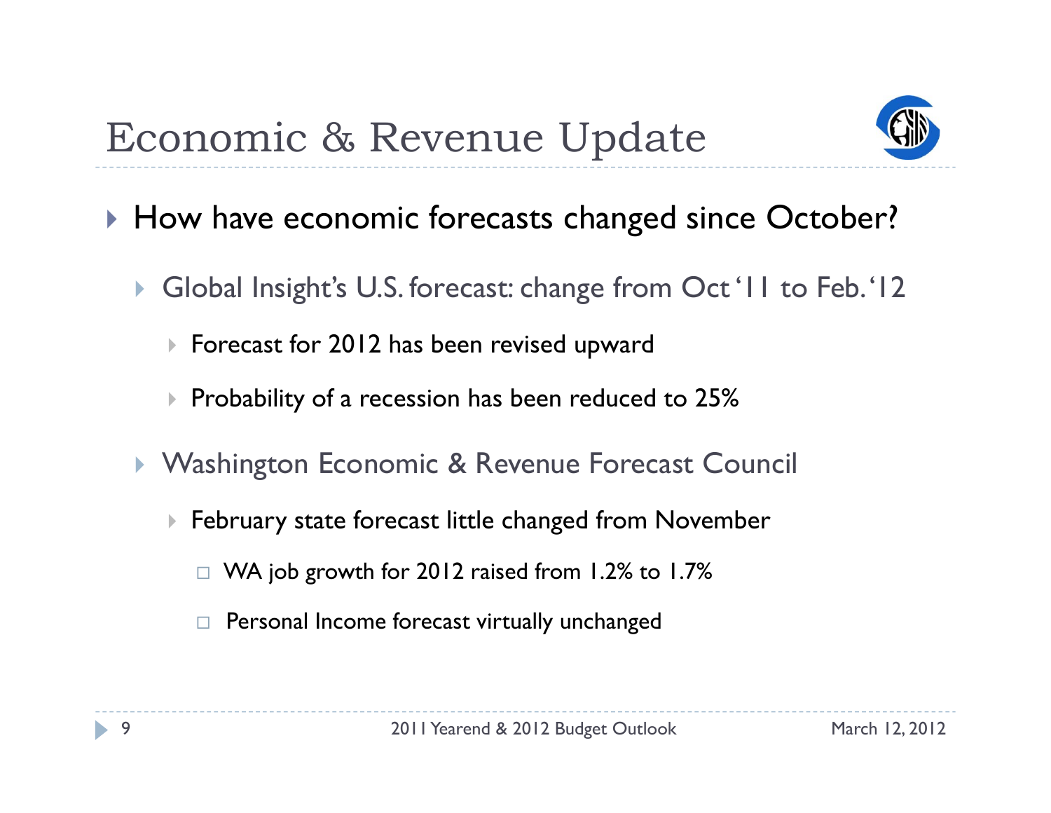# Economic & Revenue Update

- How have economic forecasts changed since October?
  - Global Insight's U.S. forecast: change from Oct '11 to Feb. '12
    - Forecast for 2012 has been revised upward
    - Probability of a recession has been reduced to 25%
  - Washington Economic & Revenue Forecast Council
    - February state forecast little changed from November
      - WA job growth for 2012 raised from 1.2% to 1.7%
      - Personal Income forecast virtually unchanged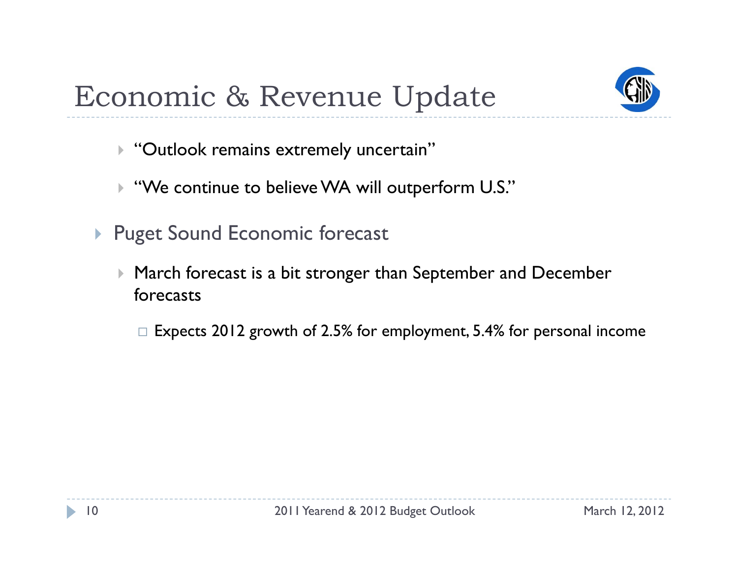# Economic & Revenue Update

  - "Outlook remains extremely uncertain"
  - "We continue to believe WA will outperform U.S."

- Puget Sound Economic forecast
  - March forecast is a bit stronger than September and December forecasts
    - Expects 2012 growth of 2.5% for employment, 5.4% for personal income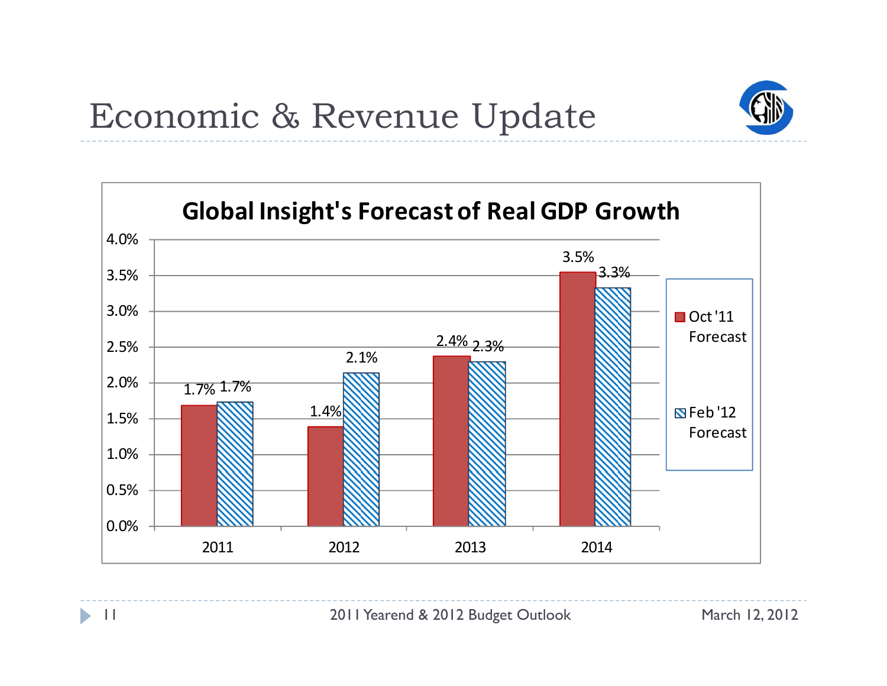# Economic & Revenue Update

## Global Insight's Forecast of Real GDP Growth

| Year | Oct '11 Forecast | Feb '12 Forecast |
|---|---|---|
| 2011 | 1.7% | 1.7% |
| 2012 | 1.4% | 2.1% |
| 2013 | 2.4% | 2.3% |
| 2014 | 3.5% | 3.3% |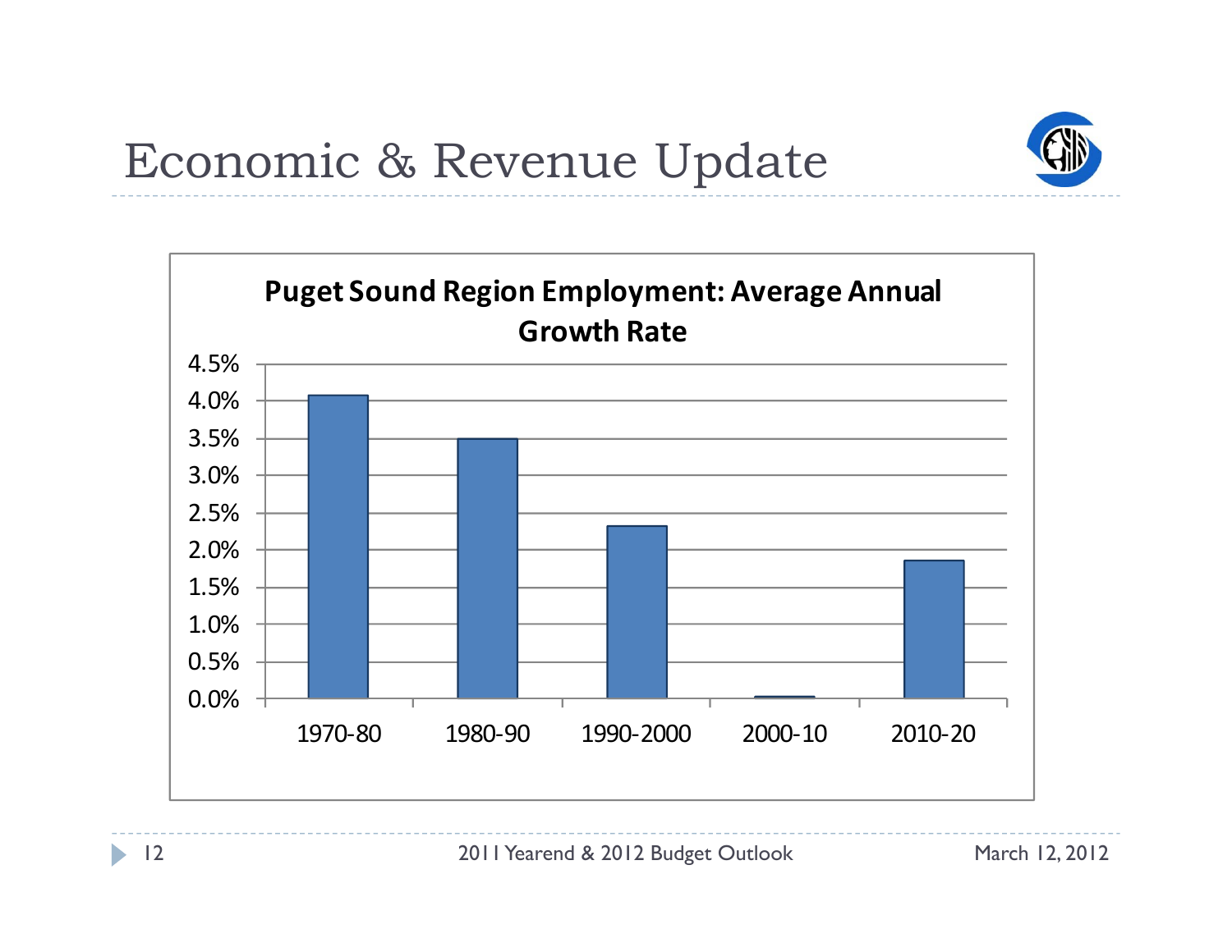# Economic & Revenue Update

**Puget Sound Region Employment: Average Annual Growth Rate**

| Period | Average Annual Growth Rate |
|---|---|
| 1970-80 | ~4.1% |
| 1980-90 | ~3.5% |
| 1990-2000 | ~2.3% |
| 2000-10 | ~0.0% |
| 2010-20 | ~1.9% |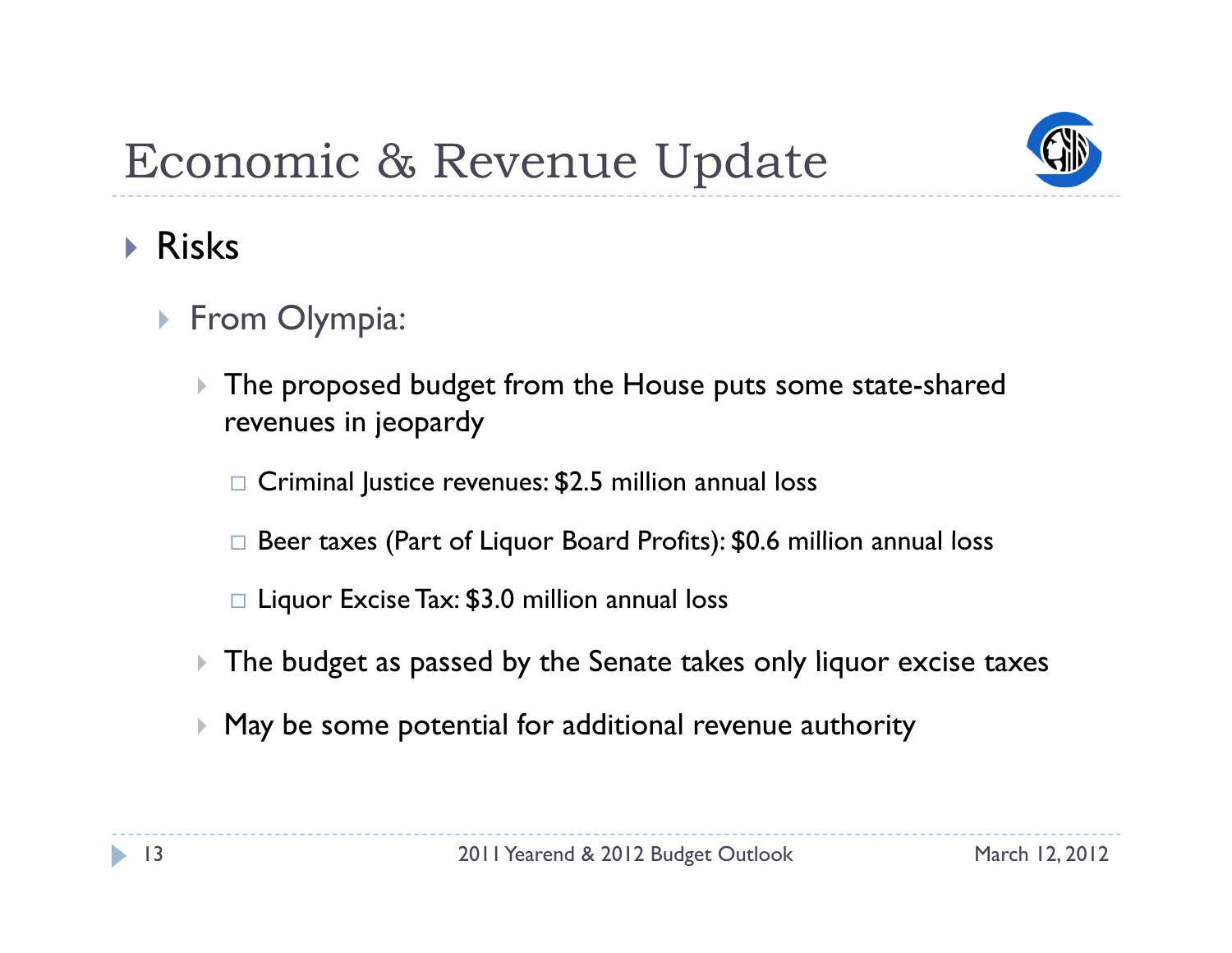# Economic & Revenue Update

- Risks
  - From Olympia:
    - The proposed budget from the House puts some state-shared revenues in jeopardy
      - Criminal Justice revenues: $2.5 million annual loss
      - Beer taxes (Part of Liquor Board Profits): $0.6 million annual loss
      - Liquor Excise Tax: $3.0 million annual loss
    - The budget as passed by the Senate takes only liquor excise taxes
    - May be some potential for additional revenue authority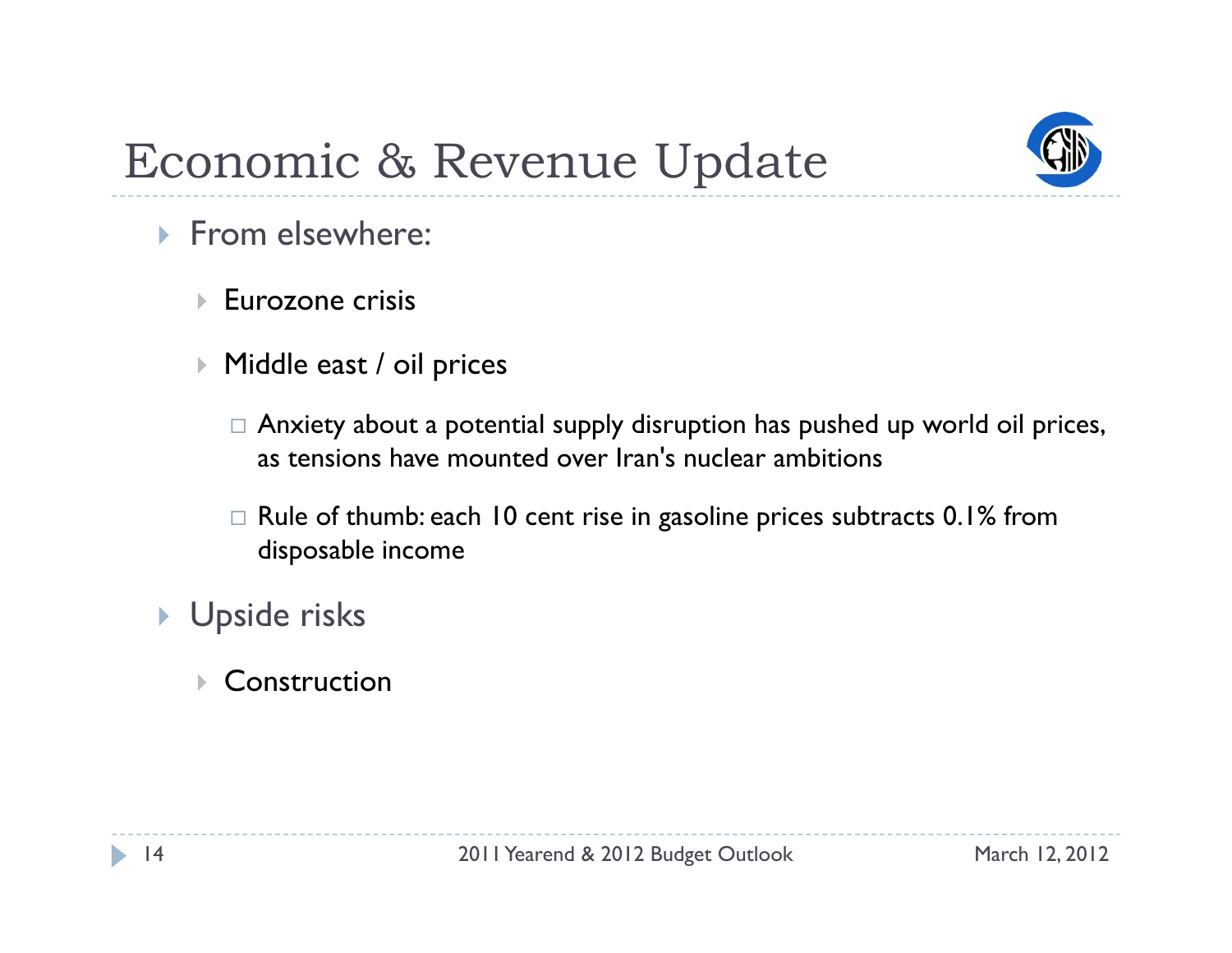# Economic & Revenue Update

- From elsewhere:
  - Eurozone crisis
  - Middle east / oil prices
    - Anxiety about a potential supply disruption has pushed up world oil prices, as tensions have mounted over Iran's nuclear ambitions
    - Rule of thumb: each 10 cent rise in gasoline prices subtracts 0.1% from disposable income
- Upside risks
  - Construction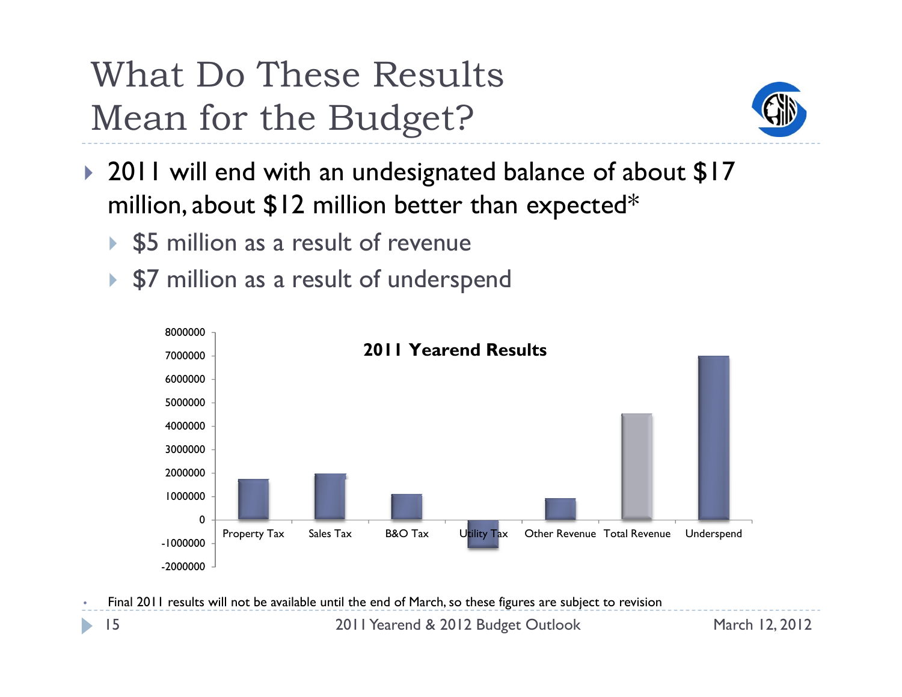# What Do These Results Mean for the Budget?

- 2011 will end with an undesignated balance of about $17 million, about $12 million better than expected*
  - $5 million as a result of revenue
  - $7 million as a result of underspend

**2011 Yearend Results**

| Category | Approximate Value |
|---|---|
| Property Tax | 1,700,000 |
| Sales Tax | 1,950,000 |
| B&O Tax | 1,100,000 |
| Utility Tax | -1,200,000 |
| Other Revenue | 900,000 |
| Total Revenue | 4,500,000 |
| Underspend | 7,000,000 |

- Final 2011 results will not be available until the end of March, so these figures are subject to revision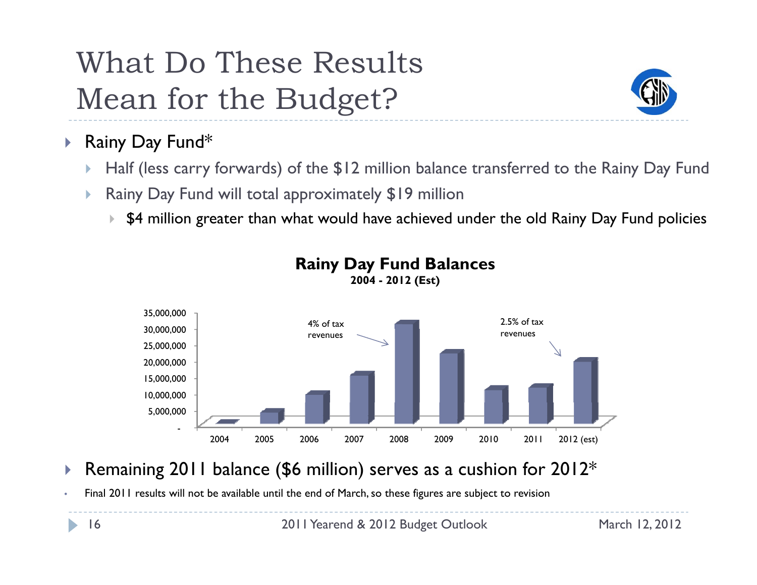# What Do These Results Mean for the Budget?

- Rainy Day Fund*
  - Half (less carry forwards) of the $12 million balance transferred to the Rainy Day Fund
  - Rainy Day Fund will total approximately $19 million
    - $4 million greater than what would have achieved under the old Rainy Day Fund policies

**Rainy Day Fund Balances**
**2004 - 2012 (Est)**

35,000,000
30,000,000
25,000,000
20,000,000
15,000,000
10,000,000
5,000,000
-

4% of tax revenues

2.5% of tax revenues

2004 2005 2006 2007 2008 2009 2010 2011 2012 (est)

- Remaining 2011 balance ($6 million) serves as a cushion for 2012*

- Final 2011 results will not be available until the end of March, so these figures are subject to revision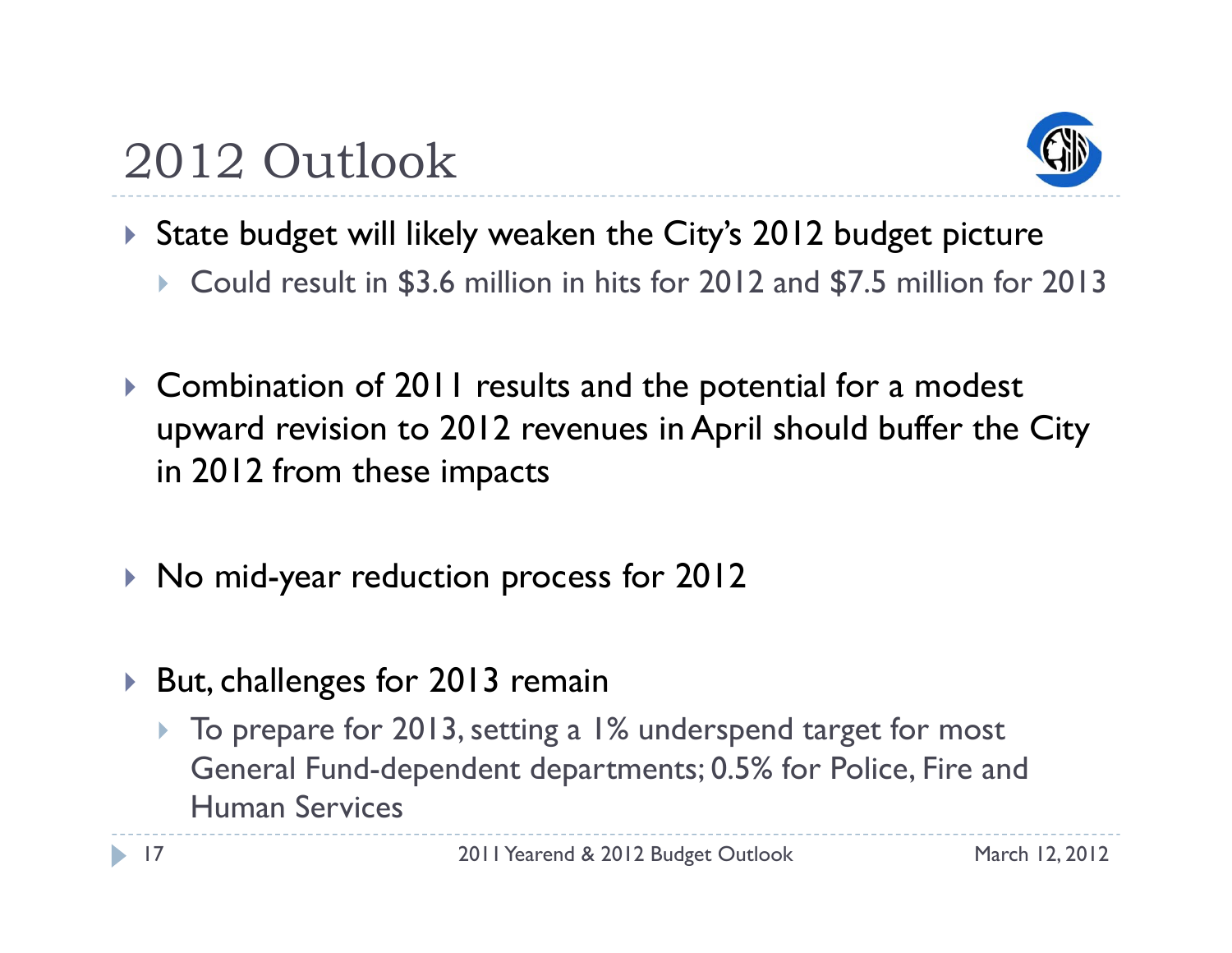# 2012 Outlook

- State budget will likely weaken the City's 2012 budget picture
  - Could result in $3.6 million in hits for 2012 and $7.5 million for 2013
- Combination of 2011 results and the potential for a modest upward revision to 2012 revenues in April should buffer the City in 2012 from these impacts
- No mid-year reduction process for 2012
- But, challenges for 2013 remain
  - To prepare for 2013, setting a 1% underspend target for most General Fund-dependent departments; 0.5% for Police, Fire and Human Services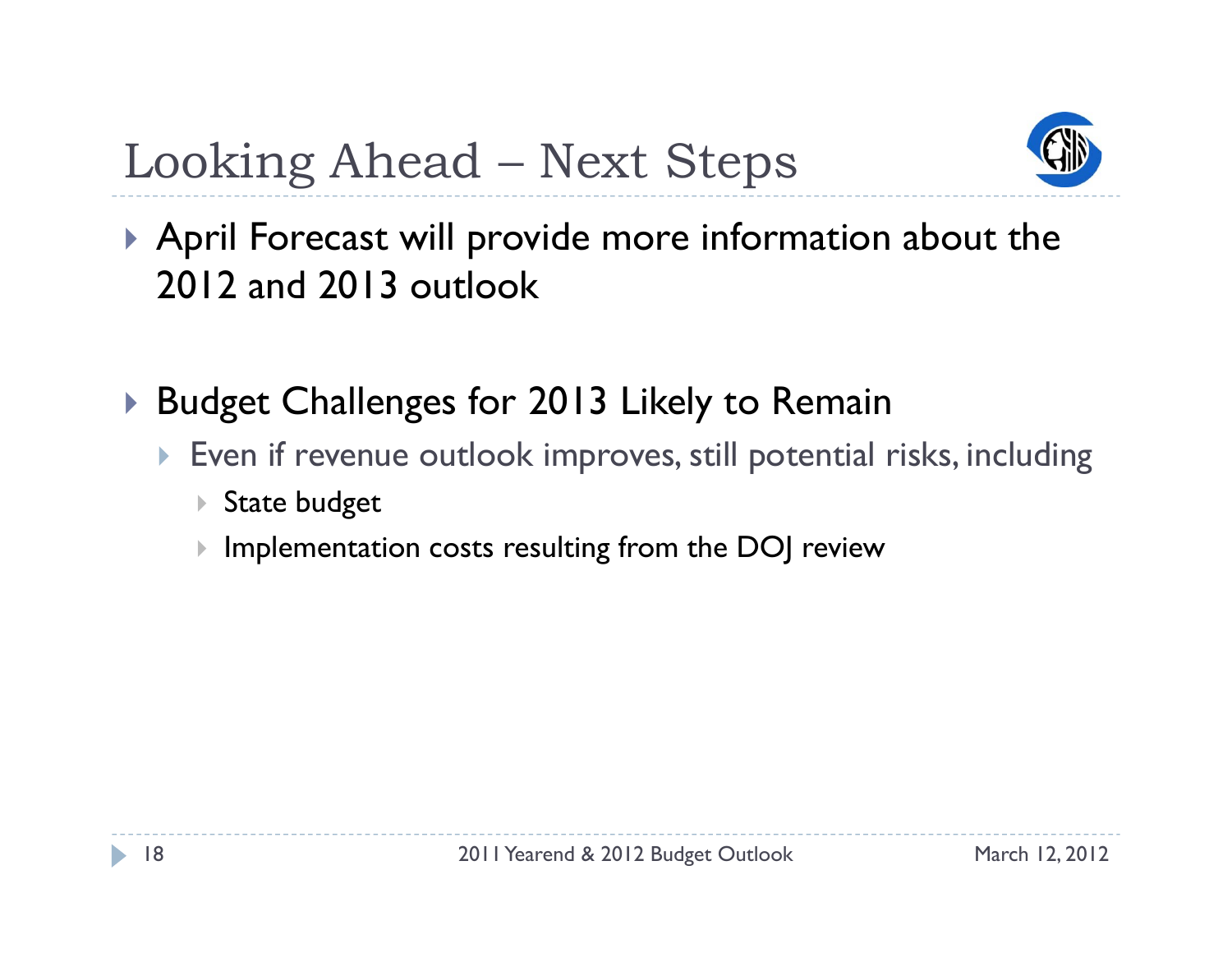# Looking Ahead – Next Steps

- April Forecast will provide more information about the 2012 and 2013 outlook

- Budget Challenges for 2013 Likely to Remain
  - Even if revenue outlook improves, still potential risks, including
    - State budget
    - Implementation costs resulting from the DOJ review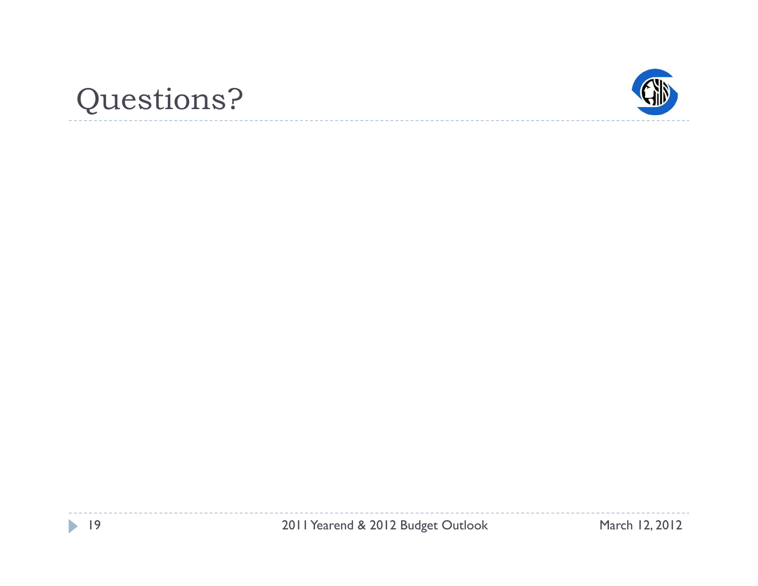# Questions?